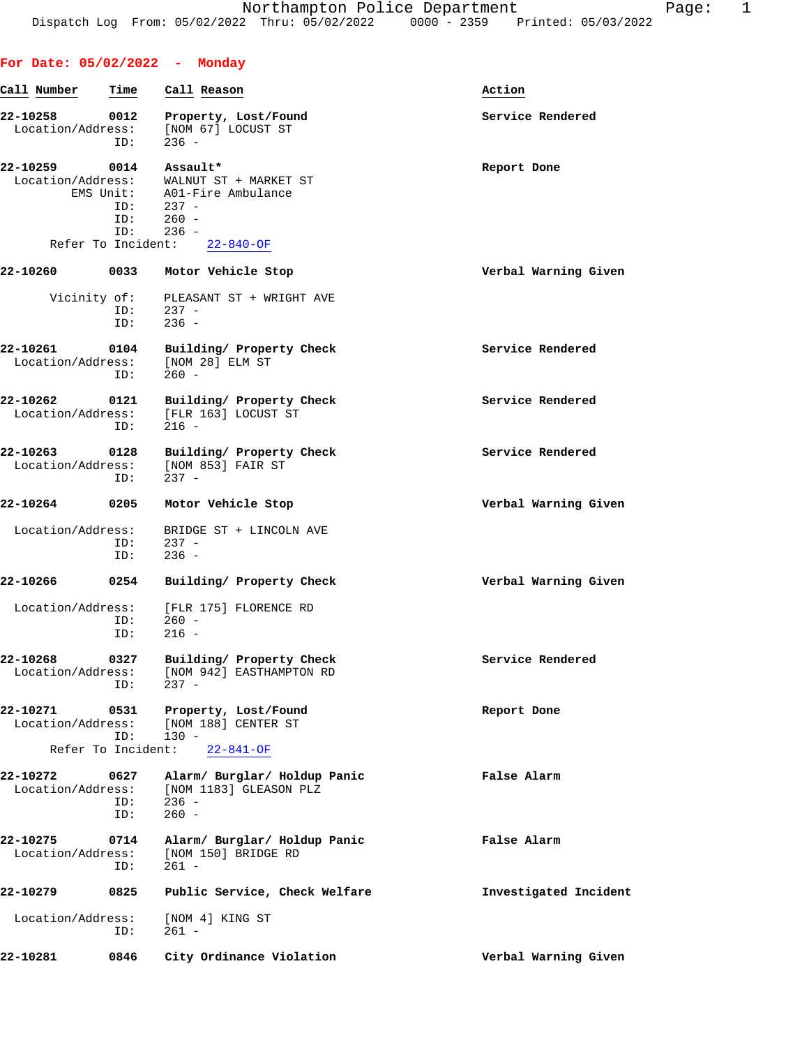Northampton Police Department
Dispatch Log From: 05/02/2022 Thru: 05/02/2022 0000 - 2359 Printed: 05/03/2022

## For Date: 05/02/2022 - Monday

| Call Number | Time | Call Reason | Action |
|---|---|---|---|
| 22-10258 | 0012 | Property, Lost/Found | Service Rendered |

Location/Address: [NOM 67] LOCUST ST
ID: 236 -

| Call Number | Time | Call Reason | Action |
|---|---|---|---|
| 22-10259 | 0014 | Assault* | Report Done |

Location/Address: WALNUT ST + MARKET ST
EMS Unit: A01-Fire Ambulance
ID: 237 -
ID: 260 -
ID: 236 -
Refer To Incident: 22-840-OF

| Call Number | Time | Call Reason | Action |
|---|---|---|---|
| 22-10260 | 0033 | Motor Vehicle Stop | Verbal Warning Given |

Vicinity of: PLEASANT ST + WRIGHT AVE
ID: 237 -
ID: 236 -

| Call Number | Time | Call Reason | Action |
|---|---|---|---|
| 22-10261 | 0104 | Building/ Property Check | Service Rendered |

Location/Address: [NOM 28] ELM ST
ID: 260 -

| Call Number | Time | Call Reason | Action |
|---|---|---|---|
| 22-10262 | 0121 | Building/ Property Check | Service Rendered |

Location/Address: [FLR 163] LOCUST ST
ID: 216 -

| Call Number | Time | Call Reason | Action |
|---|---|---|---|
| 22-10263 | 0128 | Building/ Property Check | Service Rendered |

Location/Address: [NOM 853] FAIR ST
ID: 237 -

| Call Number | Time | Call Reason | Action |
|---|---|---|---|
| 22-10264 | 0205 | Motor Vehicle Stop | Verbal Warning Given |

Location/Address: BRIDGE ST + LINCOLN AVE
ID: 237 -
ID: 236 -

| Call Number | Time | Call Reason | Action |
|---|---|---|---|
| 22-10266 | 0254 | Building/ Property Check | Verbal Warning Given |

Location/Address: [FLR 175] FLORENCE RD
ID: 260 -
ID: 216 -

| Call Number | Time | Call Reason | Action |
|---|---|---|---|
| 22-10268 | 0327 | Building/ Property Check | Service Rendered |

Location/Address: [NOM 942] EASTHAMPTON RD
ID: 237 -

| Call Number | Time | Call Reason | Action |
|---|---|---|---|
| 22-10271 | 0531 | Property, Lost/Found | Report Done |

Location/Address: [NOM 188] CENTER ST
ID: 130 -
Refer To Incident: 22-841-OF

| Call Number | Time | Call Reason | Action |
|---|---|---|---|
| 22-10272 | 0627 | Alarm/ Burglar/ Holdup Panic | False Alarm |

Location/Address: [NOM 1183] GLEASON PLZ
ID: 236 -
ID: 260 -

| Call Number | Time | Call Reason | Action |
|---|---|---|---|
| 22-10275 | 0714 | Alarm/ Burglar/ Holdup Panic | False Alarm |

Location/Address: [NOM 150] BRIDGE RD
ID: 261 -

| Call Number | Time | Call Reason | Action |
|---|---|---|---|
| 22-10279 | 0825 | Public Service, Check Welfare | Investigated Incident |

Location/Address: [NOM 4] KING ST
ID: 261 -

| Call Number | Time | Call Reason | Action |
|---|---|---|---|
| 22-10281 | 0846 | City Ordinance Violation | Verbal Warning Given |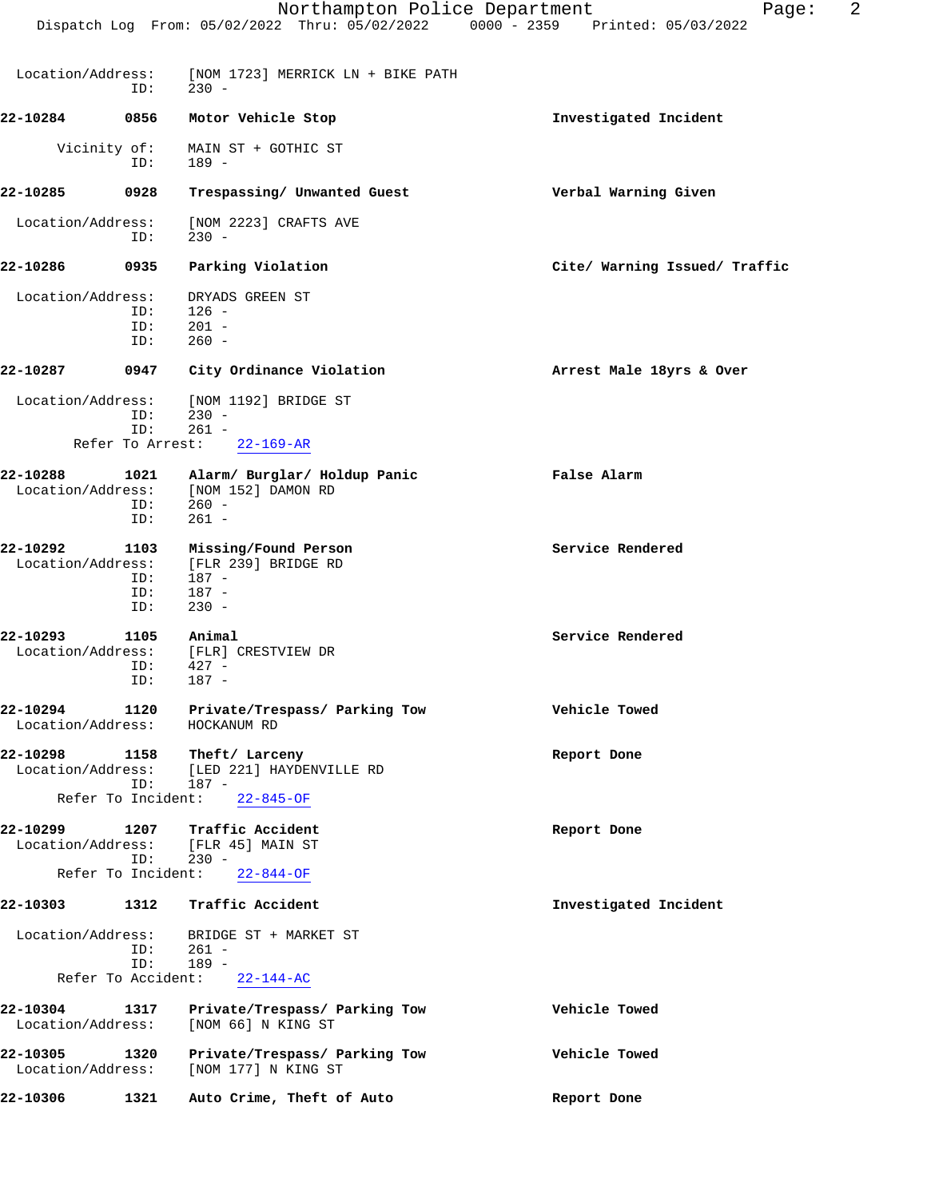Location/Address: [NOM 1723] MERRICK LN + BIKE PATH
ID: 230 -

**22-10284 0856 Motor Vehicle Stop** — **Investigated Incident**

Vicinity of: MAIN ST + GOTHIC ST
ID: 189 -

**22-10285 0928 Trespassing/ Unwanted Guest** — **Verbal Warning Given**

Location/Address: [NOM 2223] CRAFTS AVE
ID: 230 -

**22-10286 0935 Parking Violation** — **Cite/ Warning Issued/ Traffic**

Location/Address: DRYADS GREEN ST
ID: 126 -
ID: 201 -
ID: 260 -

**22-10287 0947 City Ordinance Violation** — **Arrest Male 18yrs & Over**

Location/Address: [NOM 1192] BRIDGE ST
ID: 230 -
ID: 261 -
Refer To Arrest: 22-169-AR

**22-10288 1021 Alarm/ Burglar/ Holdup Panic** — **False Alarm**
Location/Address: [NOM 152] DAMON RD
ID: 260 -
ID: 261 -

**22-10292 1103 Missing/Found Person** — **Service Rendered**
Location/Address: [FLR 239] BRIDGE RD
ID: 187 -
ID: 187 -
ID: 230 -

**22-10293 1105 Animal** — **Service Rendered**
Location/Address: [FLR] CRESTVIEW DR
ID: 427 -
ID: 187 -

**22-10294 1120 Private/Trespass/ Parking Tow** — **Vehicle Towed**
Location/Address: HOCKANUM RD

**22-10298 1158 Theft/ Larceny** — **Report Done**
Location/Address: [LED 221] HAYDENVILLE RD
ID: 187 -
Refer To Incident: 22-845-OF

**22-10299 1207 Traffic Accident** — **Report Done**
Location/Address: [FLR 45] MAIN ST
ID: 230 -
Refer To Incident: 22-844-OF

**22-10303 1312 Traffic Accident** — **Investigated Incident**

Location/Address: BRIDGE ST + MARKET ST
ID: 261 -
ID: 189 -
Refer To Accident: 22-144-AC

**22-10304 1317 Private/Trespass/ Parking Tow** — **Vehicle Towed**
Location/Address: [NOM 66] N KING ST

**22-10305 1320 Private/Trespass/ Parking Tow** — **Vehicle Towed**
Location/Address: [NOM 177] N KING ST

**22-10306 1321 Auto Crime, Theft of Auto** — **Report Done**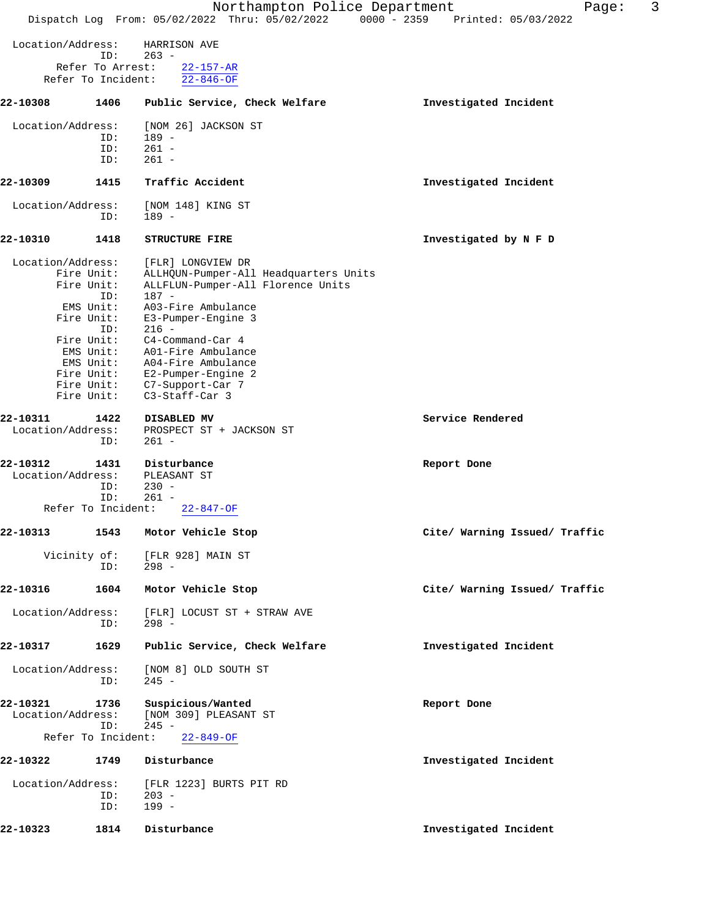Location/Address: HARRISON AVE
ID: 263 -
Refer To Arrest: 22-157-AR
Refer To Incident: 22-846-OF

**22-10308 1406 Public Service, Check Welfare** Investigated Incident

Location/Address: [NOM 26] JACKSON ST
ID: 189 -
ID: 261 -
ID: 261 -

**22-10309 1415 Traffic Accident** Investigated Incident

Location/Address: [NOM 148] KING ST
ID: 189 -

**22-10310 1418 STRUCTURE FIRE** Investigated by N F D

Location/Address: [FLR] LONGVIEW DR
Fire Unit: ALLHQUN-Pumper-All Headquarters Units
Fire Unit: ALLFLUN-Pumper-All Florence Units
ID: 187 -
EMS Unit: A03-Fire Ambulance
Fire Unit: E3-Pumper-Engine 3
ID: 216 -
Fire Unit: C4-Command-Car 4
EMS Unit: A01-Fire Ambulance
EMS Unit: A04-Fire Ambulance
Fire Unit: E2-Pumper-Engine 2
Fire Unit: C7-Support-Car 7
Fire Unit: C3-Staff-Car 3

**22-10311 1422 DISABLED MV** Service Rendered
Location/Address: PROSPECT ST + JACKSON ST
ID: 261 -

**22-10312 1431 Disturbance** Report Done
Location/Address: PLEASANT ST
ID: 230 -
ID: 261 -
Refer To Incident: 22-847-OF

**22-10313 1543 Motor Vehicle Stop** Cite/ Warning Issued/ Traffic

Vicinity of: [FLR 928] MAIN ST
ID: 298 -

**22-10316 1604 Motor Vehicle Stop** Cite/ Warning Issued/ Traffic

Location/Address: [FLR] LOCUST ST + STRAW AVE
ID: 298 -

**22-10317 1629 Public Service, Check Welfare** Investigated Incident

Location/Address: [NOM 8] OLD SOUTH ST
ID: 245 -

**22-10321 1736 Suspicious/Wanted** Report Done
Location/Address: [NOM 309] PLEASANT ST
ID: 245 -
Refer To Incident: 22-849-OF

**22-10322 1749 Disturbance** Investigated Incident

Location/Address: [FLR 1223] BURTS PIT RD
ID: 203 -
ID: 199 -

**22-10323 1814 Disturbance** Investigated Incident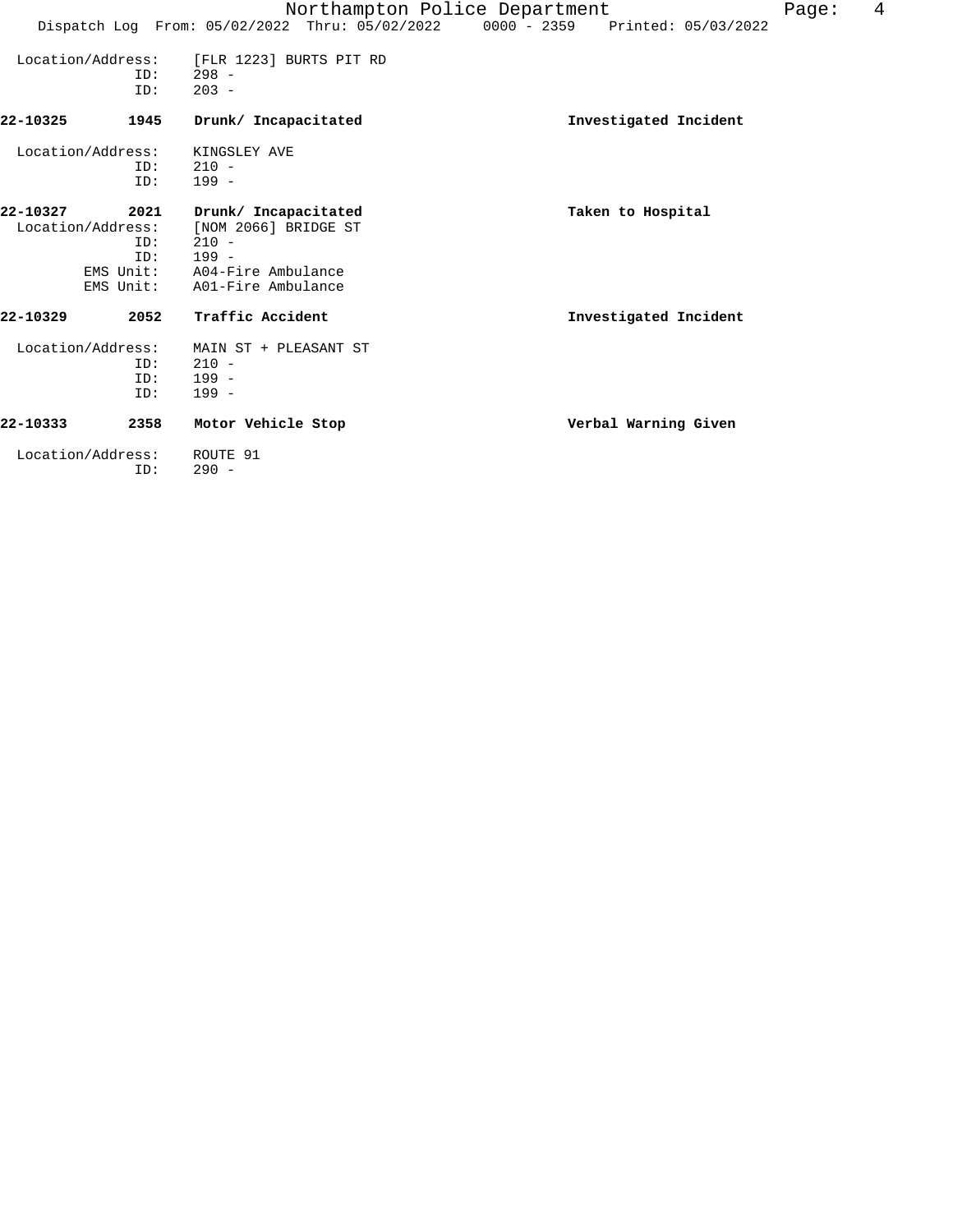Location/Address: [FLR 1223] BURTS PIT RD
ID: 298 -
ID: 203 -

**22-10325 1945 Drunk/ Incapacitated** **Investigated Incident**

Location/Address: KINGSLEY AVE
ID: 210 -
ID: 199 -

**22-10327 2021 Drunk/ Incapacitated** **Taken to Hospital**

Location/Address: [NOM 2066] BRIDGE ST
ID: 210 -
ID: 199 -
EMS Unit: A04-Fire Ambulance
EMS Unit: A01-Fire Ambulance

**22-10329 2052 Traffic Accident** **Investigated Incident**

Location/Address: MAIN ST + PLEASANT ST
ID: 210 -
ID: 199 -
ID: 199 -

**22-10333 2358 Motor Vehicle Stop** **Verbal Warning Given**

Location/Address: ROUTE 91
ID: 290 -